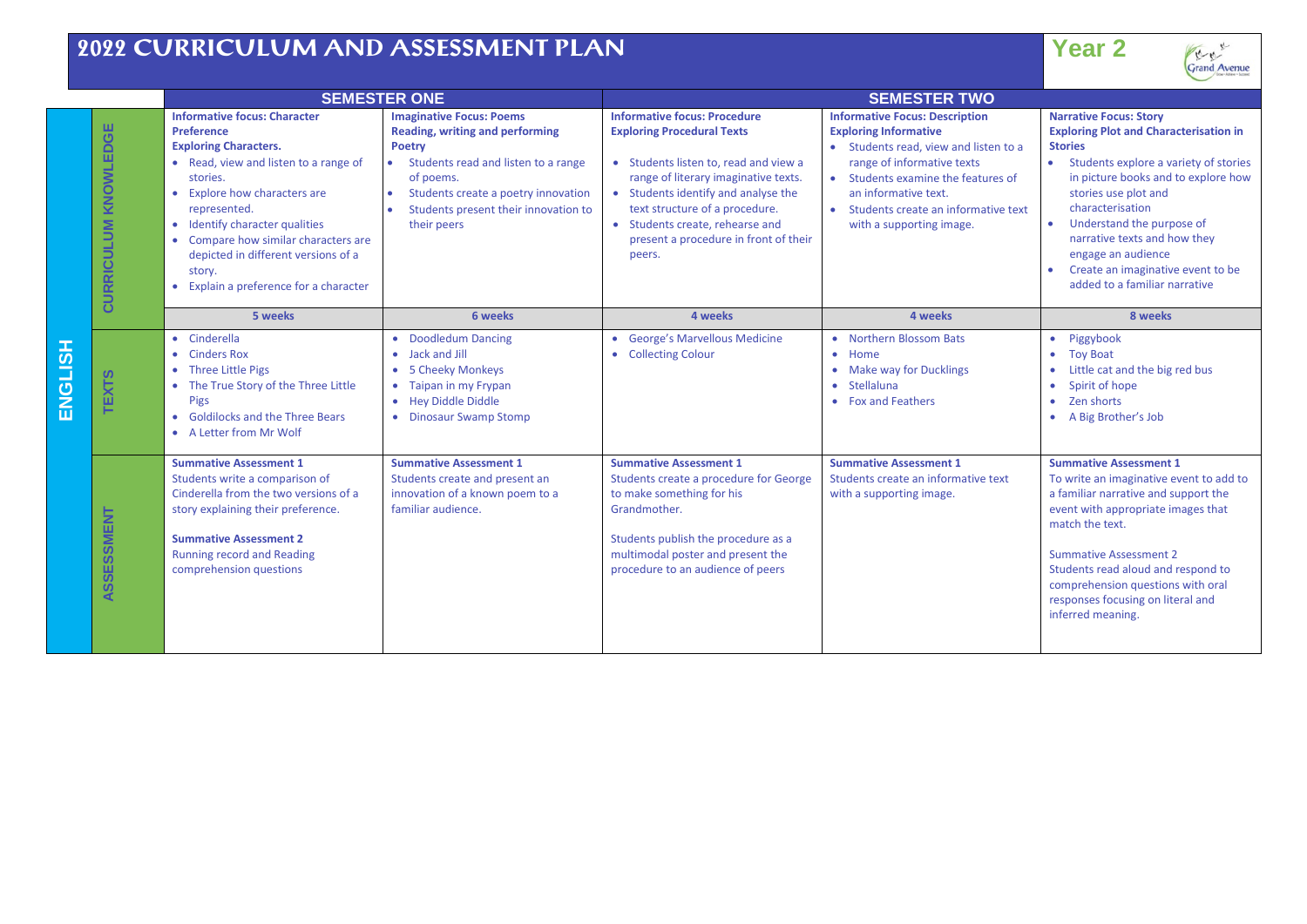# 2022 CURRICULUM AND ASSESSMENT PLAN

## Year 2

Grand Avenue

| ENGLISH | SEMESTER ONE | | SEMESTER TWO | | |
|---|---|---|---|---|---|
| **CURRICULUM KNOWLEDGE** | **Informative focus: Character Preference**<br>**Exploring Characters.**<br>• Read, view and listen to a range of stories.<br>• Explore how characters are represented.<br>• Identify character qualities<br>• Compare how similar characters are depicted in different versions of a story.<br>• Explain a preference for a character | **Imaginative Focus: Poems**<br>**Reading, writing and performing Poetry**<br>• Students read and listen to a range of poems.<br>• Students create a poetry innovation<br>• Students present their innovation to their peers | **Informative focus: Procedure**<br>**Exploring Procedural Texts**<br>• Students listen to, read and view a range of literary imaginative texts.<br>• Students identify and analyse the text structure of a procedure.<br>• Students create, rehearse and present a procedure in front of their peers. | **Informative Focus: Description**<br>**Exploring Informative**<br>• Students read, view and listen to a range of informative texts<br>• Students examine the features of an informative text.<br>• Students create an informative text with a supporting image. | **Narrative Focus: Story**<br>**Exploring Plot and Characterisation in Stories**<br>• Students explore a variety of stories in picture books and to explore how stories use plot and characterisation<br>• Understand the purpose of narrative texts and how they engage an audience<br>• Create an imaginative event to be added to a familiar narrative |
| | **5 weeks** | **6 weeks** | **4 weeks** | **4 weeks** | **8 weeks** |
| **TEXTS** | • Cinderella<br>• Cinders Rox<br>• Three Little Pigs<br>• The True Story of the Three Little Pigs<br>• Goldilocks and the Three Bears<br>• A Letter from Mr Wolf | • Doodledum Dancing<br>• Jack and Jill<br>• 5 Cheeky Monkeys<br>• Taipan in my Frypan<br>• Hey Diddle Diddle<br>• Dinosaur Swamp Stomp | • George's Marvellous Medicine<br>• Collecting Colour | • Northern Blossom Bats<br>• Home<br>• Make way for Ducklings<br>• Stellaluna<br>• Fox and Feathers | • Piggybook<br>• Toy Boat<br>• Little cat and the big red bus<br>• Spirit of hope<br>• Zen shorts<br>• A Big Brother's Job |
| **ASSESSMENT** | **Summative Assessment 1**<br>Students write a comparison of Cinderella from the two versions of a story explaining their preference.<br><br>**Summative Assessment 2**<br>Running record and Reading comprehension questions | **Summative Assessment 1**<br>Students create and present an innovation of a known poem to a familiar audience. | **Summative Assessment 1**<br>Students create a procedure for George to make something for his Grandmother.<br><br>Students publish the procedure as a multimodal poster and present the procedure to an audience of peers | **Summative Assessment 1**<br>Students create an informative text with a supporting image. | **Summative Assessment 1**<br>To write an imaginative event to add to a familiar narrative and support the event with appropriate images that match the text.<br><br>Summative Assessment 2<br>Students read aloud and respond to comprehension questions with oral responses focusing on literal and inferred meaning. |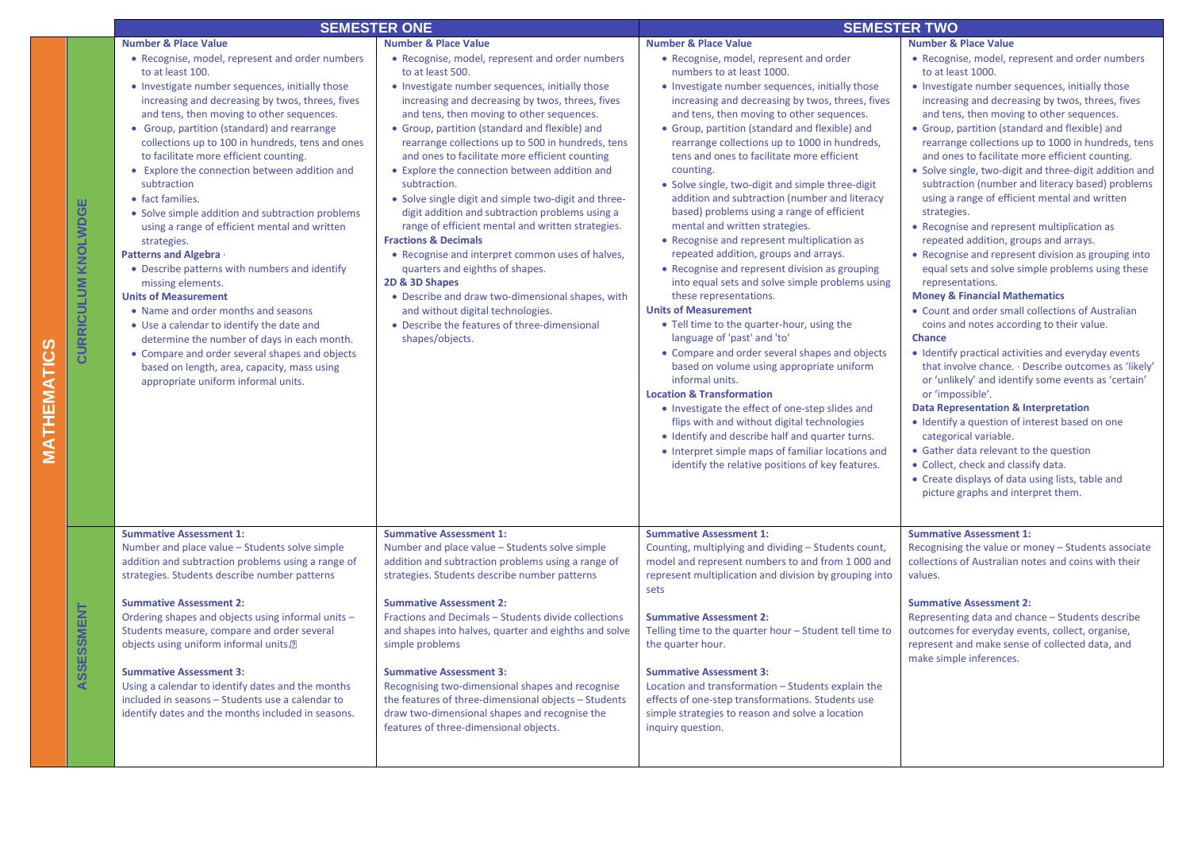# MATHEMATICS

| | SEMESTER ONE | | SEMESTER TWO | |
|---|---|---|---|---|
| **CURRICULUM KNOLWDGE** | **Number & Place Value**<br>• Recognise, model, represent and order numbers to at least 100.<br>• Investigate number sequences, initially those increasing and decreasing by twos, threes, fives and tens, then moving to other sequences.<br>• Group, partition (standard) and rearrange collections up to 100 in hundreds, tens and ones to facilitate more efficient counting.<br>• Explore the connection between addition and subtraction<br>• fact families.<br>• Solve simple addition and subtraction problems using a range of efficient mental and written strategies.<br>**Patterns and Algebra** ·<br>• Describe patterns with numbers and identify missing elements.<br>**Units of Measurement**<br>• Name and order months and seasons<br>• Use a calendar to identify the date and determine the number of days in each month.<br>• Compare and order several shapes and objects based on length, area, capacity, mass using appropriate uniform informal units. | **Number & Place Value**<br>• Recognise, model, represent and order numbers to at least 500.<br>• Investigate number sequences, initially those increasing and decreasing by twos, threes, fives and tens, then moving to other sequences.<br>• Group, partition (standard and flexible) and rearrange collections up to 500 in hundreds, tens and ones to facilitate more efficient counting<br>• Explore the connection between addition and subtraction.<br>• Solve single digit and simple two-digit and three-digit addition and subtraction problems using a range of efficient mental and written strategies.<br>**Fractions & Decimals**<br>• Recognise and interpret common uses of halves, quarters and eighths of shapes.<br>**2D & 3D Shapes**<br>• Describe and draw two-dimensional shapes, with and without digital technologies.<br>• Describe the features of three-dimensional shapes/objects. | **Number & Place Value**<br>• Recognise, model, represent and order numbers to at least 1000.<br>• Investigate number sequences, initially those increasing and decreasing by twos, threes, fives and tens, then moving to other sequences.<br>• Group, partition (standard and flexible) and rearrange collections up to 1000 in hundreds, tens and ones to facilitate more efficient counting.<br>• Solve single, two-digit and simple three-digit addition and subtraction (number and literacy based) problems using a range of efficient mental and written strategies.<br>• Recognise and represent multiplication as repeated addition, groups and arrays.<br>• Recognise and represent division as grouping into equal sets and solve simple problems using these representations.<br>**Units of Measurement**<br>• Tell time to the quarter-hour, using the language of 'past' and 'to'<br>• Compare and order several shapes and objects based on volume using appropriate uniform informal units.<br>**Location & Transformation**<br>• Investigate the effect of one-step slides and flips with and without digital technologies<br>• Identify and describe half and quarter turns.<br>• Interpret simple maps of familiar locations and identify the relative positions of key features. | **Number & Place Value**<br>• Recognise, model, represent and order numbers to at least 1000.<br>• Investigate number sequences, initially those increasing and decreasing by twos, threes, fives and tens, then moving to other sequences.<br>• Group, partition (standard and flexible) and rearrange collections up to 1000 in hundreds, tens and ones to facilitate more efficient counting.<br>• Solve single, two-digit and three-digit addition and subtraction (number and literacy based) problems using a range of efficient mental and written strategies.<br>• Recognise and represent multiplication as repeated addition, groups and arrays.<br>• Recognise and represent division as grouping into equal sets and solve simple problems using these representations.<br>**Money & Financial Mathematics**<br>• Count and order small collections of Australian coins and notes according to their value.<br>**Chance**<br>• Identify practical activities and everyday events that involve chance. · Describe outcomes as 'likely' or 'unlikely' and identify some events as 'certain' or 'impossible'.<br>**Data Representation & Interpretation**<br>• Identify a question of interest based on one categorical variable.<br>• Gather data relevant to the question<br>• Collect, check and classify data.<br>• Create displays of data using lists, table and picture graphs and interpret them. |
| **ASSESSMENT** | **Summative Assessment 1:**<br>Number and place value – Students solve simple addition and subtraction problems using a range of strategies. Students describe number patterns<br><br>**Summative Assessment 2:**<br>Ordering shapes and objects using informal units – Students measure, compare and order several objects using uniform informal units.<br><br>**Summative Assessment 3:**<br>Using a calendar to identify dates and the months included in seasons – Students use a calendar to identify dates and the months included in seasons. | **Summative Assessment 1:**<br>Number and place value – Students solve simple addition and subtraction problems using a range of strategies. Students describe number patterns<br><br>**Summative Assessment 2:**<br>Fractions and Decimals – Students divide collections and shapes into halves, quarter and eighths and solve simple problems<br><br>**Summative Assessment 3:**<br>Recognising two-dimensional shapes and recognise the features of three-dimensional objects – Students draw two-dimensional shapes and recognise the features of three-dimensional objects. | **Summative Assessment 1:**<br>Counting, multiplying and dividing – Students count, model and represent numbers to and from 1 000 and represent multiplication and division by grouping into sets<br><br>**Summative Assessment 2:**<br>Telling time to the quarter hour – Student tell time to the quarter hour.<br><br>**Summative Assessment 3:**<br>Location and transformation – Students explain the effects of one-step transformations. Students use simple strategies to reason and solve a location inquiry question. | **Summative Assessment 1:**<br>Recognising the value or money – Students associate collections of Australian notes and coins with their values.<br><br>**Summative Assessment 2:**<br>Representing data and chance – Students describe outcomes for everyday events, collect, organise, represent and make sense of collected data, and make simple inferences. |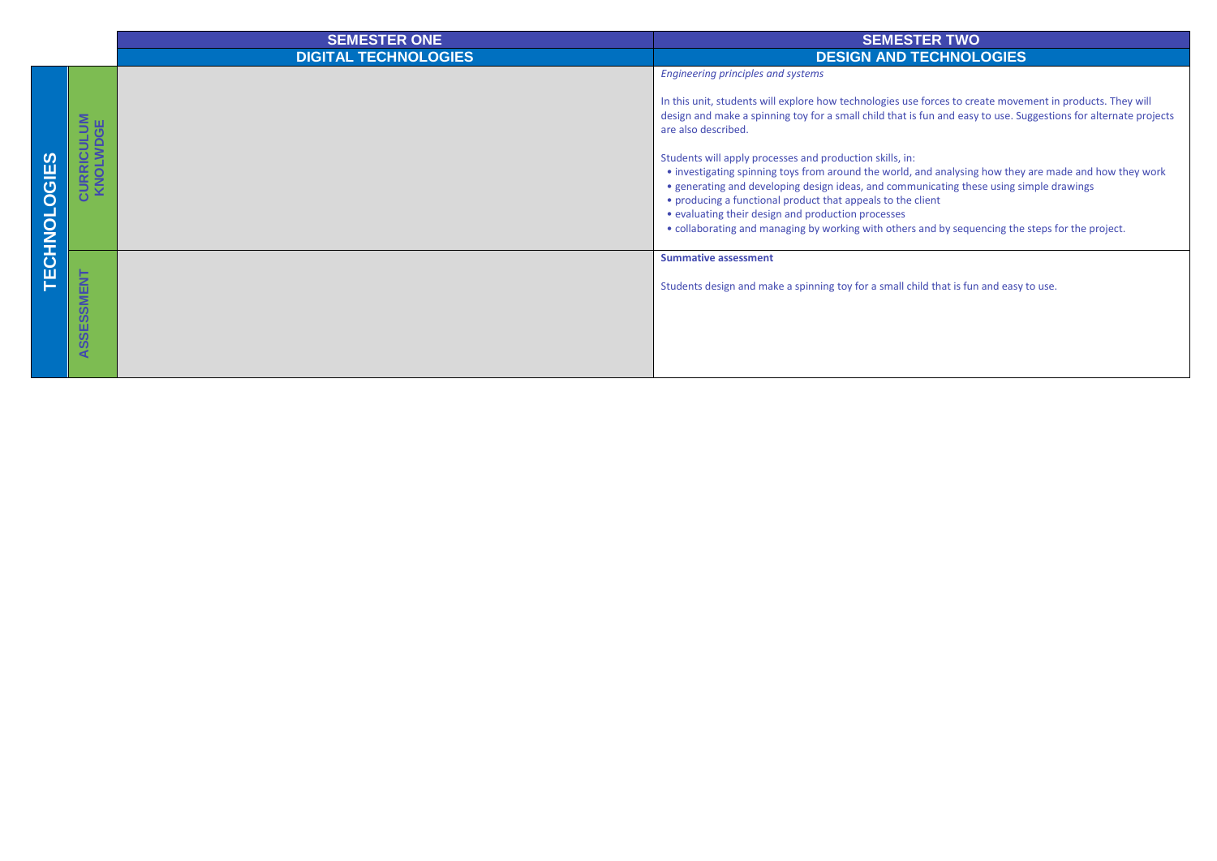| TECHNOLOGIES | | SEMESTER ONE<br>DIGITAL TECHNOLOGIES | SEMESTER TWO<br>DESIGN AND TECHNOLOGIES |
|---|---|---|---|
| | CURRICULUM KNOLWDGE | | *Engineering principles and systems*<br><br>In this unit, students will explore how technologies use forces to create movement in products. They will design and make a spinning toy for a small child that is fun and easy to use. Suggestions for alternate projects are also described.<br><br>Students will apply processes and production skills, in:<br>• investigating spinning toys from around the world, and analysing how they are made and how they work<br>• generating and developing design ideas, and communicating these using simple drawings<br>• producing a functional product that appeals to the client<br>• evaluating their design and production processes<br>• collaborating and managing by working with others and by sequencing the steps for the project. |
| | ASSESSMENT | | **Summative assessment**<br><br>Students design and make a spinning toy for a small child that is fun and easy to use. |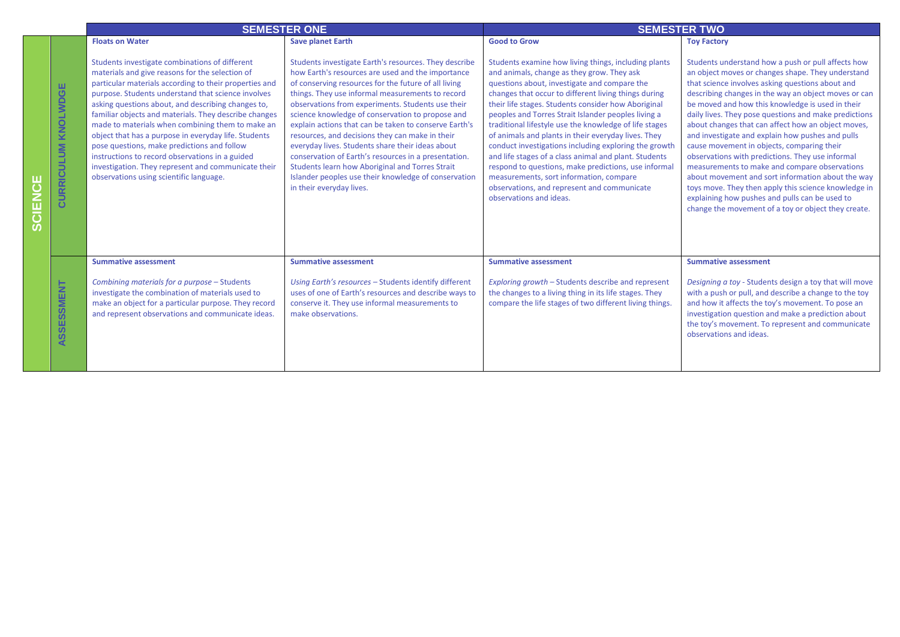| SCIENCE | | SEMESTER ONE | | SEMESTER TWO | |
|---|---|---|---|---|---|
| | CURRICULUM KNOLWDGE | **Floats on Water**<br><br>Students investigate combinations of different materials and give reasons for the selection of particular materials according to their properties and purpose. Students understand that science involves asking questions about, and describing changes to, familiar objects and materials. They describe changes made to materials when combining them to make an object that has a purpose in everyday life. Students pose questions, make predictions and follow instructions to record observations in a guided investigation. They represent and communicate their observations using scientific language. | **Save planet Earth**<br><br>Students investigate Earth's resources. They describe how Earth's resources are used and the importance of conserving resources for the future of all living things. They use informal measurements to record observations from experiments. Students use their science knowledge of conservation to propose and explain actions that can be taken to conserve Earth's resources, and decisions they can make in their everyday lives. Students share their ideas about conservation of Earth's resources in a presentation. Students learn how Aboriginal and Torres Strait Islander peoples use their knowledge of conservation in their everyday lives. | **Good to Grow**<br><br>Students examine how living things, including plants and animals, change as they grow. They ask questions about, investigate and compare the changes that occur to different living things during their life stages. Students consider how Aboriginal peoples and Torres Strait Islander peoples living a traditional lifestyle use the knowledge of life stages of animals and plants in their everyday lives. They conduct investigations including exploring the growth and life stages of a class animal and plant. Students respond to questions, make predictions, use informal measurements, sort information, compare observations, and represent and communicate observations and ideas. | **Toy Factory**<br><br>Students understand how a push or pull affects how an object moves or changes shape. They understand that science involves asking questions about and describing changes in the way an object moves or can be moved and how this knowledge is used in their daily lives. They pose questions and make predictions about changes that can affect how an object moves, and investigate and explain how pushes and pulls cause movement in objects, comparing their observations with predictions. They use informal measurements to make and compare observations about movement and sort information about the way toys move. They then apply this science knowledge in explaining how pushes and pulls can be used to change the movement of a toy or object they create. |
| | ASSESSMENT | **Summative assessment**<br><br>*Combining materials for a purpose* – Students investigate the combination of materials used to make an object for a particular purpose. They record and represent observations and communicate ideas. | **Summative assessment**<br><br>*Using Earth's resources* – Students identify different uses of one of Earth's resources and describe ways to conserve it. They use informal measurements to make observations. | **Summative assessment**<br><br>*Exploring growth* – Students describe and represent the changes to a living thing in its life stages. They compare the life stages of two different living things. | **Summative assessment**<br><br>*Designing a toy* - Students design a toy that will move with a push or pull, and describe a change to the toy and how it affects the toy's movement. To pose an investigation question and make a prediction about the toy's movement. To represent and communicate observations and ideas. |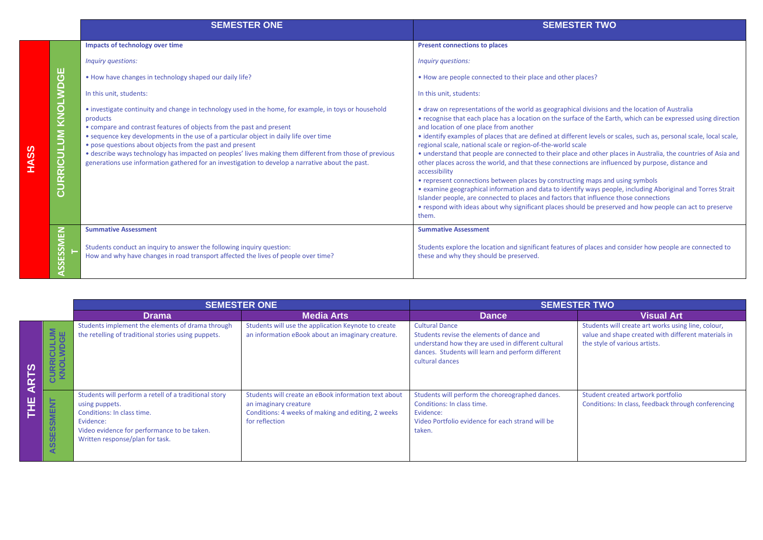| | | SEMESTER ONE | SEMESTER TWO |
|---|---|---|---|
| **HASS** | **CURRICULUM KNOLWDGE** | **Impacts of technology over time**<br><br>*Inquiry questions:*<br><br>• How have changes in technology shaped our daily life?<br><br>In this unit, students:<br><br>• investigate continuity and change in technology used in the home, for example, in toys or household products<br>• compare and contrast features of objects from the past and present<br>• sequence key developments in the use of a particular object in daily life over time<br>• pose questions about objects from the past and present<br>• describe ways technology has impacted on peoples' lives making them different from those of previous generations use information gathered for an investigation to develop a narrative about the past. | **Present connections to places**<br><br>*Inquiry questions:*<br><br>• How are people connected to their place and other places?<br><br>In this unit, students:<br><br>• draw on representations of the world as geographical divisions and the location of Australia<br>• recognise that each place has a location on the surface of the Earth, which can be expressed using direction and location of one place from another<br>• identify examples of places that are defined at different levels or scales, such as, personal scale, local scale, regional scale, national scale or region-of-the-world scale<br>• understand that people are connected to their place and other places in Australia, the countries of Asia and other places across the world, and that these connections are influenced by purpose, distance and accessibility<br>• represent connections between places by constructing maps and using symbols<br>• examine geographical information and data to identify ways people, including Aboriginal and Torres Strait Islander people, are connected to places and factors that influence those connections<br>• respond with ideas about why significant places should be preserved and how people can act to preserve them. |
| | **ASSESSMENT** | **Summative Assessment**<br><br>Students conduct an inquiry to answer the following inquiry question:<br>How and why have changes in road transport affected the lives of people over time? | **Summative Assessment**<br><br>Students explore the location and significant features of places and consider how people are connected to these and why they should be preserved. |

| | | SEMESTER ONE | | SEMESTER TWO | |
|---|---|---|---|---|---|
| | | **Drama** | **Media Arts** | **Dance** | **Visual Art** |
| **THE ARTS** | **CURRICULUM KNOLWDGE** | Students implement the elements of drama through the retelling of traditional stories using puppets. | Students will use the application Keynote to create an information eBook about an imaginary creature. | Cultural Dance<br>Students revise the elements of dance and understand how they are used in different cultural dances. Students will learn and perform different cultural dances | Students will create art works using line, colour, value and shape created with different materials in the style of various artists. |
| | **ASSESSMENT** | Students will perform a retell of a traditional story using puppets.<br>Conditions: In class time.<br>Evidence:<br>Video evidence for performance to be taken.<br>Written response/plan for task. | Students will create an eBook information text about an imaginary creature<br>Conditions: 4 weeks of making and editing, 2 weeks for reflection | Students will perform the choreographed dances.<br>Conditions: In class time.<br>Evidence:<br>Video Portfolio evidence for each strand will be taken. | Student created artwork portfolio<br>Conditions: In class, feedback through conferencing |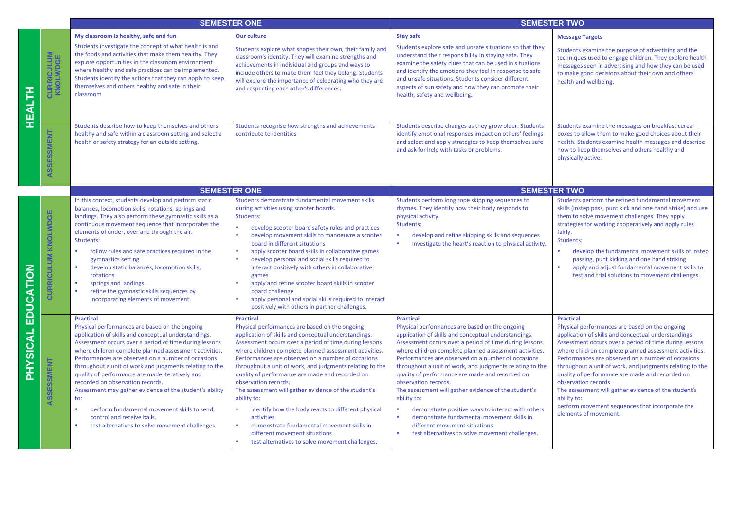| | | SEMESTER ONE | | SEMESTER TWO | |
|---|---|---|---|---|---|
| **HEALTH** | **CURRICULUM KNOLWDGE** | **My classroom is healthy, safe and fun**<br>Students investigate the concept of what health is and the foods and activities that make them healthy. They explore opportunities in the classroom environment where healthy and safe practices can be implemented. Students identify the actions that they can apply to keep themselves and others healthy and safe in their classroom | **Our culture**<br>Students explore what shapes their own, their family and classroom's identity. They will examine strengths and achievements in individual and groups and ways to include others to make them feel they belong. Students will explore the importance of celebrating who they are and respecting each other's differences. | **Stay safe**<br>Students explore safe and unsafe situations so that they understand their responsibility in staying safe. They examine the safety clues that can be used in situations and identify the emotions they feel in response to safe and unsafe situations. Students consider different aspects of sun safety and how they can promote their health, safety and wellbeing. | **Message Targets**<br>Students examine the purpose of advertising and the techniques used to engage children. They explore health messages seen in advertising and how they can be used to make good decisions about their own and others' health and wellbeing. |
| | **ASSESSMENT** | Students describe how to keep themselves and others healthy and safe within a classroom setting and select a health or safety strategy for an outside setting. | Students recognise how strengths and achievements contribute to identities | Students describe changes as they grow older. Students identify emotional responses impact on others' feelings and select and apply strategies to keep themselves safe and ask for help with tasks or problems. | Students examine the messages on breakfast cereal boxes to allow them to make good choices about their health. Students examine health messages and describe how to keep themselves and others healthy and physically active. |

| | | SEMESTER ONE | | SEMESTER TWO | |
|---|---|---|---|---|---|
| **PHYSICAL EDUCATION** | **CURRICULUM KNOLWDGE** | In this context, students develop and perform static balances, locomotion skills, rotations, springs and landings. They also perform these gymnastic skills as a continuous movement sequence that incorporates the elements of under, over and through the air.<br>Students:<br>• follow rules and safe practices required in the gymnastics setting<br>• develop static balances, locomotion skills, rotations<br>• springs and landings.<br>• refine the gymnastic skills sequences by incorporating elements of movement. | Students demonstrate fundamental movement skills during activities using scooter boards.<br>Students:<br>• develop scooter board safety rules and practices<br>• develop movement skills to manoeuvre a scooter board in different situations<br>• apply scooter board skills in collaborative games<br>• develop personal and social skills required to interact positively with others in collaborative games<br>• apply and refine scooter board skills in scooter board challenge<br>• apply personal and social skills required to interact positively with others in partner challenges. | Students perform long rope skipping sequences to rhymes. They identify how their body responds to physical activity.<br>Students:<br>• develop and refine skipping skills and sequences<br>• investigate the heart's reaction to physical activity. | Students perform the refined fundamental movement skills (instep pass, punt kick and one hand strike) and use them to solve movement challenges. They apply strategies for working cooperatively and apply rules fairly.<br>Students:<br>• develop the fundamental movement skills of instep passing, punt kicking and one hand striking<br>• apply and adjust fundamental movement skills to test and trial solutions to movement challenges. |
| | **ASSESSMENT** | **Practical**<br>Physical performances are based on the ongoing application of skills and conceptual understandings. Assessment occurs over a period of time during lessons where children complete planned assessment activities. Performances are observed on a number of occasions throughout a unit of work and judgments relating to the quality of performance are made iteratively and recorded on observation records.<br>Assessment may gather evidence of the student's ability to:<br>• perform fundamental movement skills to send, control and receive balls.<br>• test alternatives to solve movement challenges. | **Practical**<br>Physical performances are based on the ongoing application of skills and conceptual understandings. Assessment occurs over a period of time during lessons where children complete planned assessment activities. Performances are observed on a number of occasions throughout a unit of work, and judgments relating to the quality of performance are made and recorded on observation records.<br>The assessment will gather evidence of the student's ability to:<br>• identify how the body reacts to different physical activities<br>• demonstrate fundamental movement skills in different movement situations<br>• test alternatives to solve movement challenges. | **Practical**<br>Physical performances are based on the ongoing application of skills and conceptual understandings. Assessment occurs over a period of time during lessons where children complete planned assessment activities. Performances are observed on a number of occasions throughout a unit of work, and judgments relating to the quality of performance are made and recorded on observation records.<br>The assessment will gather evidence of the student's ability to:<br>• demonstrate positive ways to interact with others<br>• demonstrate fundamental movement skills in different movement situations<br>• test alternatives to solve movement challenges. | **Practical**<br>Physical performances are based on the ongoing application of skills and conceptual understandings. Assessment occurs over a period of time during lessons where children complete planned assessment activities. Performances are observed on a number of occasions throughout a unit of work, and judgments relating to the quality of performance are made and recorded on observation records.<br>The assessment will gather evidence of the student's ability to:<br>perform movement sequences that incorporate the elements of movement. |